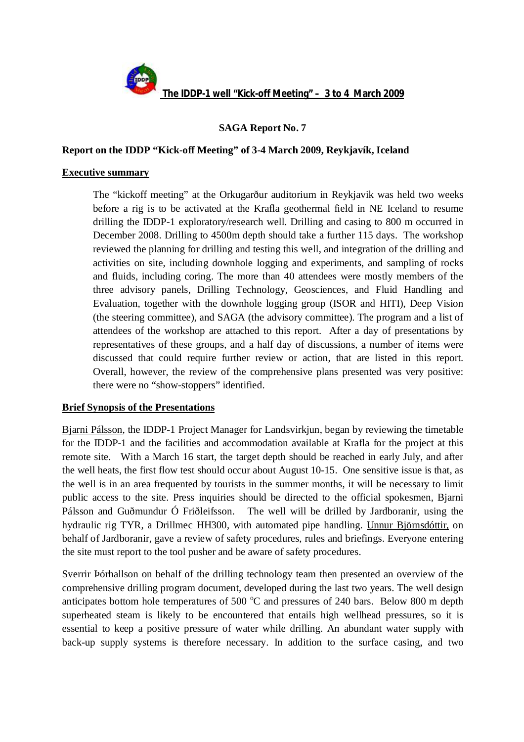**The IDDP-1 well "Kick-off Meeting" – 3 to 4 March 2009**

**SAGA Report No. 7**

**Report on the IDDP "Kick-off Meeting" of 3-4 March 2009, Reykjavík, Iceland**

## Executive summary

The "kickoff meeting" at the Orkugarður auditorium in Reykjavik was held two weeks before a rig is to be activated at the Krafla geothermal field in NE Iceland to resume drilling the IDDP-1 exploratory/research well. Drilling and casing to 800 m occurred in December 2008. Drilling to 4500m depth should take a further 115 days. The workshop reviewed the planning for drilling and testing this well, and integration of the drilling and activities on site, including downhole logging and experiments, and sampling of rocks and fluids, including coring. The more than 40 attendees were mostly members of the three advisory panels, Drilling Technology, Geosciences, and Fluid Handling and Evaluation, together with the downhole logging group (ISOR and HITI), Deep Vision (the steering committee), and SAGA (the advisory committee). The program and a list of attendees of the workshop are attached to this report. After a day of presentations by representatives of these groups, and a half day of discussions, a number of items were discussed that could require further review or action, that are listed in this report. Overall, however, the review of the comprehensive plans presented was very positive: there were no "show-stoppers" identified.

## Brief Synopsis of the Presentations

Bjarni Pálsson, the IDDP-1 Project Manager for Landsvirkjun, began by reviewing the timetable for the IDDP-1 and the facilities and accommodation available at Krafla for the project at this remote site. With a March 16 start, the target depth should be reached in early July, and after the well heats, the first flow test should occur about August 10-15. One sensitive issue is that, as the well is in an area frequented by tourists in the summer months, it will be necessary to limit public access to the site. Press inquiries should be directed to the official spokesmen, Bjarni Pálsson and Guðmundur Ó Friðleifsson. The well will be drilled by Jardboranir, using the hydraulic rig TYR, a Drillmec HH300, with automated pipe handling. Unnur Björnsdóttir, on behalf of Jardboranir, gave a review of safety procedures, rules and briefings. Everyone entering the site must report to the tool pusher and be aware of safety procedures.

Sverrir Þórhallson on behalf of the drilling technology team then presented an overview of the comprehensive drilling program document, developed during the last two years. The well design anticipates bottom hole temperatures of 500 °C and pressures of 240 bars. Below 800 m depth superheated steam is likely to be encountered that entails high wellhead pressures, so it is essential to keep a positive pressure of water while drilling. An abundant water supply with back-up supply systems is therefore necessary. In addition to the surface casing, and two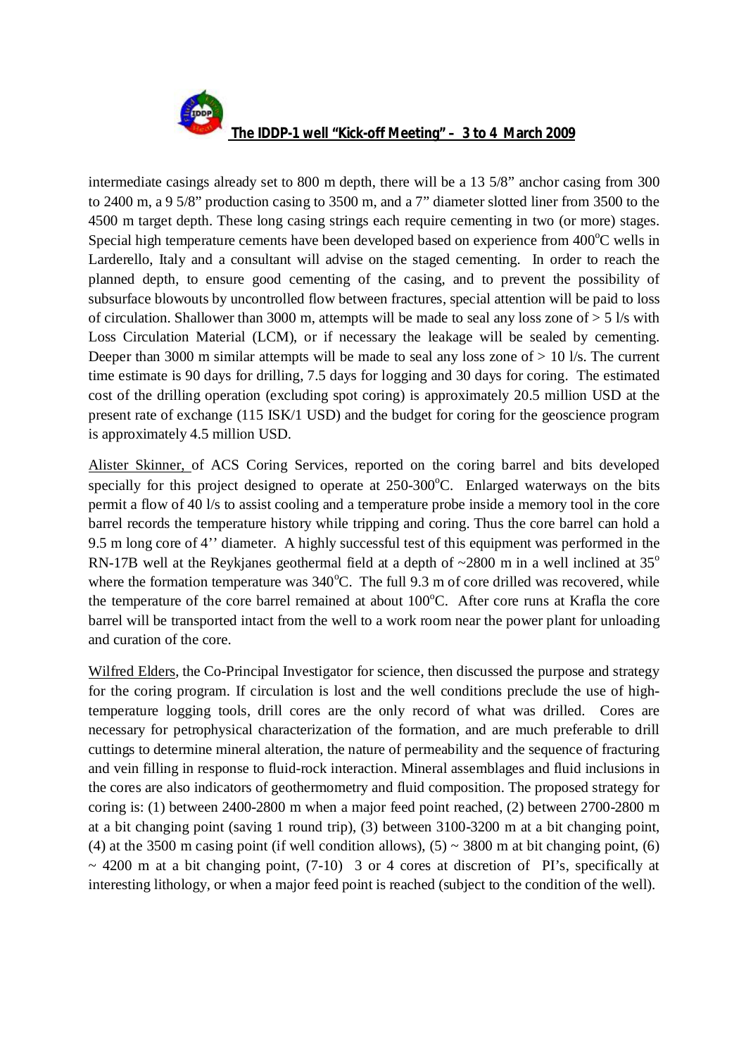intermediate casings already set to 800 m depth, there will be a 13 5/8" anchor casing from 300 to 2400 m, a 9 5/8" production casing to 3500 m, and a 7" diameter slotted liner from 3500 to the 4500 m target depth. These long casing strings each require cementing in two (or more) stages. Special high temperature cements have been developed based on experience from 400°C wells in Larderello, Italy and a consultant will advise on the staged cementing. In order to reach the planned depth, to ensure good cementing of the casing, and to prevent the possibility of subsurface blowouts by uncontrolled flow between fractures, special attention will be paid to loss of circulation. Shallower than 3000 m, attempts will be made to seal any loss zone of > 5 l/s with Loss Circulation Material (LCM), or if necessary the leakage will be sealed by cementing. Deeper than 3000 m similar attempts will be made to seal any loss zone of > 10 l/s. The current time estimate is 90 days for drilling, 7.5 days for logging and 30 days for coring. The estimated cost of the drilling operation (excluding spot coring) is approximately 20.5 million USD at the present rate of exchange (115 ISK/1 USD) and the budget for coring for the geoscience program is approximately 4.5 million USD.

Alister Skinner, of ACS Coring Services, reported on the coring barrel and bits developed specially for this project designed to operate at 250-300°C. Enlarged waterways on the bits permit a flow of 40 l/s to assist cooling and a temperature probe inside a memory tool in the core barrel records the temperature history while tripping and coring. Thus the core barrel can hold a 9.5 m long core of 4'' diameter. A highly successful test of this equipment was performed in the RN-17B well at the Reykjanes geothermal field at a depth of ~2800 m in a well inclined at 35° where the formation temperature was 340°C. The full 9.3 m of core drilled was recovered, while the temperature of the core barrel remained at about 100°C. After core runs at Krafla the core barrel will be transported intact from the well to a work room near the power plant for unloading and curation of the core.

Wilfred Elders, the Co-Principal Investigator for science, then discussed the purpose and strategy for the coring program. If circulation is lost and the well conditions preclude the use of high-temperature logging tools, drill cores are the only record of what was drilled. Cores are necessary for petrophysical characterization of the formation, and are much preferable to drill cuttings to determine mineral alteration, the nature of permeability and the sequence of fracturing and vein filling in response to fluid-rock interaction. Mineral assemblages and fluid inclusions in the cores are also indicators of geothermometry and fluid composition. The proposed strategy for coring is: (1) between 2400-2800 m when a major feed point reached, (2) between 2700-2800 m at a bit changing point (saving 1 round trip), (3) between 3100-3200 m at a bit changing point, (4) at the 3500 m casing point (if well condition allows), (5) ~ 3800 m at bit changing point, (6) ~ 4200 m at a bit changing point, (7-10) 3 or 4 cores at discretion of PI's, specifically at interesting lithology, or when a major feed point is reached (subject to the condition of the well).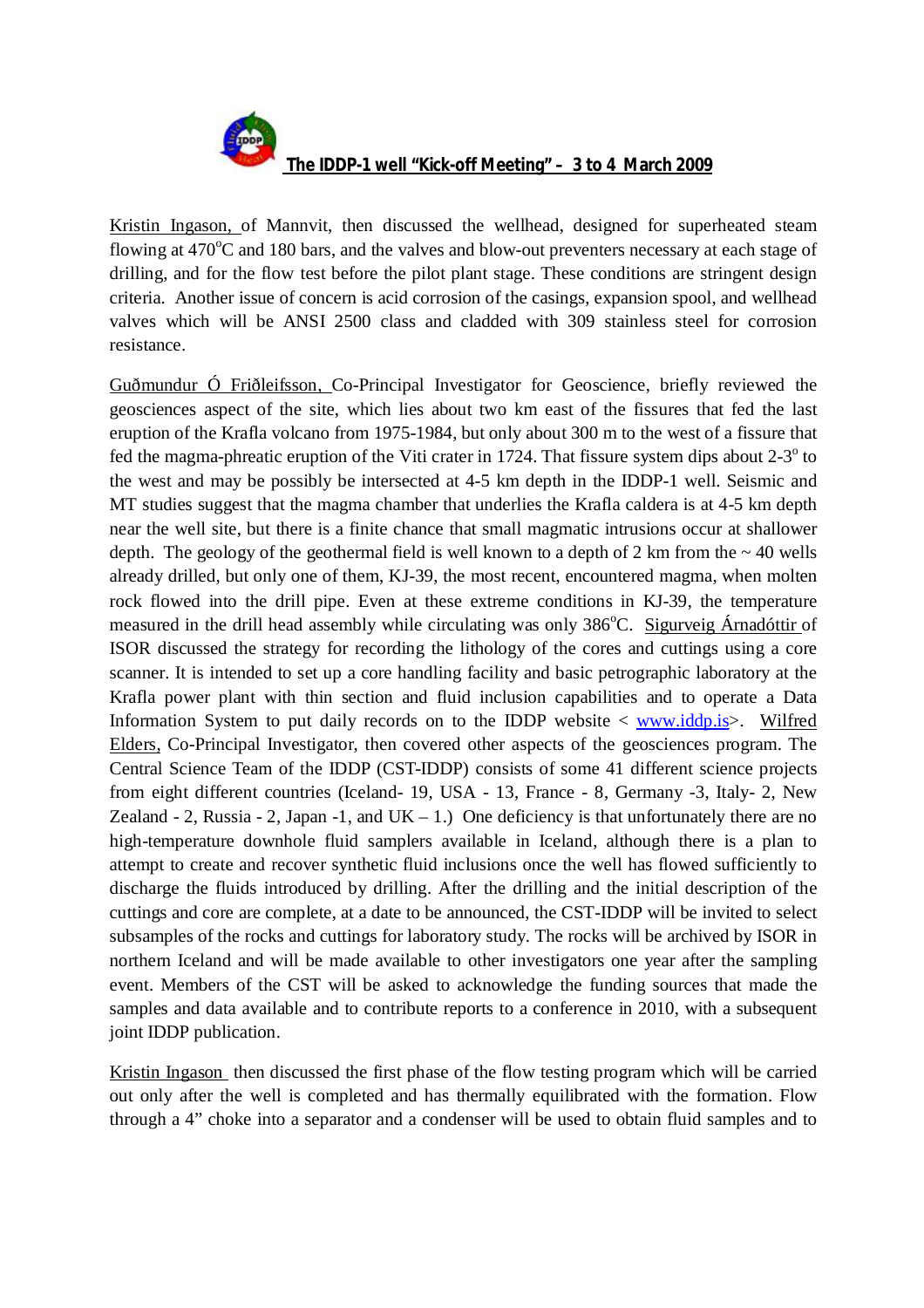**The IDDP-1 well "Kick-off Meeting" – 3 to 4 March 2009**

Kristin Ingason, of Mannvit, then discussed the wellhead, designed for superheated steam flowing at 470°C and 180 bars, and the valves and blow-out preventers necessary at each stage of drilling, and for the flow test before the pilot plant stage. These conditions are stringent design criteria. Another issue of concern is acid corrosion of the casings, expansion spool, and wellhead valves which will be ANSI 2500 class and cladded with 309 stainless steel for corrosion resistance.

Guðmundur Ó Friðleifsson, Co-Principal Investigator for Geoscience, briefly reviewed the geosciences aspect of the site, which lies about two km east of the fissures that fed the last eruption of the Krafla volcano from 1975-1984, but only about 300 m to the west of a fissure that fed the magma-phreatic eruption of the Viti crater in 1724. That fissure system dips about 2-3° to the west and may be possibly be intersected at 4-5 km depth in the IDDP-1 well. Seismic and MT studies suggest that the magma chamber that underlies the Krafla caldera is at 4-5 km depth near the well site, but there is a finite chance that small magmatic intrusions occur at shallower depth. The geology of the geothermal field is well known to a depth of 2 km from the ~ 40 wells already drilled, but only one of them, KJ-39, the most recent, encountered magma, when molten rock flowed into the drill pipe. Even at these extreme conditions in KJ-39, the temperature measured in the drill head assembly while circulating was only 386°C. Sigurveig Árnadóttir of ISOR discussed the strategy for recording the lithology of the cores and cuttings using a core scanner. It is intended to set up a core handling facility and basic petrographic laboratory at the Krafla power plant with thin section and fluid inclusion capabilities and to operate a Data Information System to put daily records on to the IDDP website < www.iddp.is>. Wilfred Elders, Co-Principal Investigator, then covered other aspects of the geosciences program. The Central Science Team of the IDDP (CST-IDDP) consists of some 41 different science projects from eight different countries (Iceland- 19, USA - 13, France - 8, Germany -3, Italy- 2, New Zealand - 2, Russia - 2, Japan -1, and UK – 1.) One deficiency is that unfortunately there are no high-temperature downhole fluid samplers available in Iceland, although there is a plan to attempt to create and recover synthetic fluid inclusions once the well has flowed sufficiently to discharge the fluids introduced by drilling. After the drilling and the initial description of the cuttings and core are complete, at a date to be announced, the CST-IDDP will be invited to select subsamples of the rocks and cuttings for laboratory study. The rocks will be archived by ISOR in northern Iceland and will be made available to other investigators one year after the sampling event. Members of the CST will be asked to acknowledge the funding sources that made the samples and data available and to contribute reports to a conference in 2010, with a subsequent joint IDDP publication.

Kristin Ingason then discussed the first phase of the flow testing program which will be carried out only after the well is completed and has thermally equilibrated with the formation. Flow through a 4" choke into a separator and a condenser will be used to obtain fluid samples and to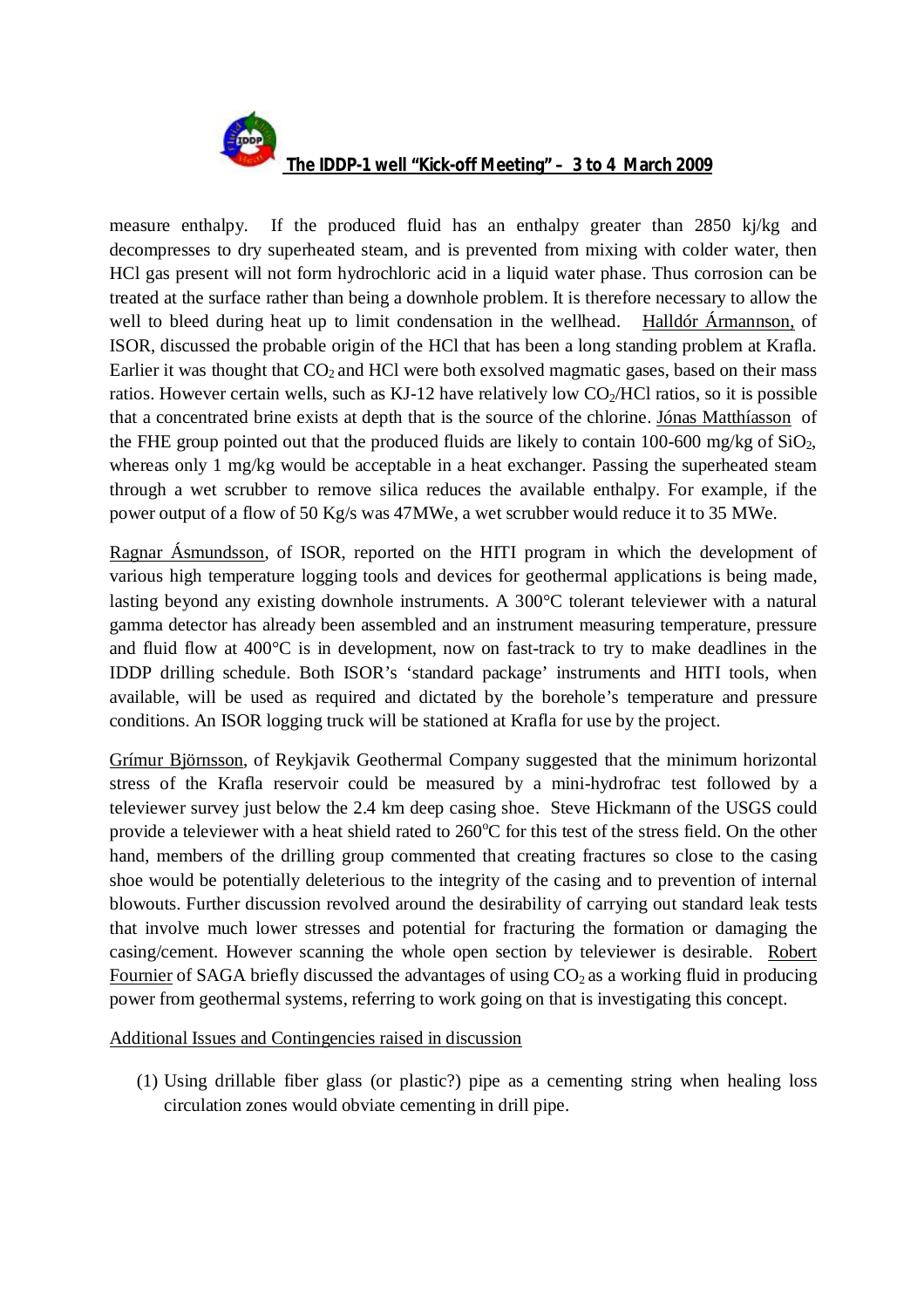measure enthalpy. If the produced fluid has an enthalpy greater than 2850 kj/kg and decompresses to dry superheated steam, and is prevented from mixing with colder water, then HCl gas present will not form hydrochloric acid in a liquid water phase. Thus corrosion can be treated at the surface rather than being a downhole problem. It is therefore necessary to allow the well to bleed during heat up to limit condensation in the wellhead. Halldór Ármannson, of ISOR, discussed the probable origin of the HCl that has been a long standing problem at Krafla. Earlier it was thought that $CO_2$ and HCl were both exsolved magmatic gases, based on their mass ratios. However certain wells, such as KJ-12 have relatively low $CO_2$/HCl ratios, so it is possible that a concentrated brine exists at depth that is the source of the chlorine. Jónas Matthíasson of the FHE group pointed out that the produced fluids are likely to contain 100-600 mg/kg of $SiO_2$, whereas only 1 mg/kg would be acceptable in a heat exchanger. Passing the superheated steam through a wet scrubber to remove silica reduces the available enthalpy. For example, if the power output of a flow of 50 Kg/s was 47MWe, a wet scrubber would reduce it to 35 MWe.

Ragnar Ásmundsson, of ISOR, reported on the HITI program in which the development of various high temperature logging tools and devices for geothermal applications is being made, lasting beyond any existing downhole instruments. A 300°C tolerant televiewer with a natural gamma detector has already been assembled and an instrument measuring temperature, pressure and fluid flow at 400°C is in development, now on fast-track to try to make deadlines in the IDDP drilling schedule. Both ISOR's 'standard package' instruments and HITI tools, when available, will be used as required and dictated by the borehole's temperature and pressure conditions. An ISOR logging truck will be stationed at Krafla for use by the project.

Grímur Björnsson, of Reykjavik Geothermal Company suggested that the minimum horizontal stress of the Krafla reservoir could be measured by a mini-hydrofrac test followed by a televiewer survey just below the 2.4 km deep casing shoe. Steve Hickmann of the USGS could provide a televiewer with a heat shield rated to 260°C for this test of the stress field. On the other hand, members of the drilling group commented that creating fractures so close to the casing shoe would be potentially deleterious to the integrity of the casing and to prevention of internal blowouts. Further discussion revolved around the desirability of carrying out standard leak tests that involve much lower stresses and potential for fracturing the formation or damaging the casing/cement. However scanning the whole open section by televiewer is desirable. Robert Fournier of SAGA briefly discussed the advantages of using $CO_2$ as a working fluid in producing power from geothermal systems, referring to work going on that is investigating this concept.

Additional Issues and Contingencies raised in discussion

(1) Using drillable fiber glass (or plastic?) pipe as a cementing string when healing loss circulation zones would obviate cementing in drill pipe.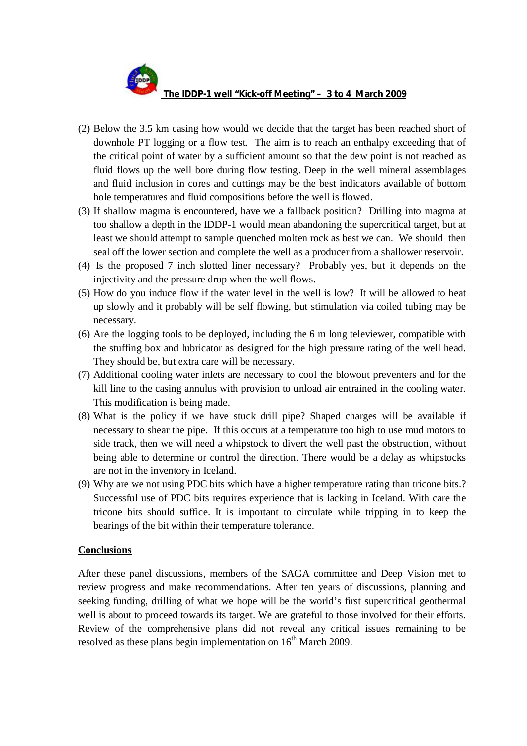(2) Below the 3.5 km casing how would we decide that the target has been reached short of downhole PT logging or a flow test. The aim is to reach an enthalpy exceeding that of the critical point of water by a sufficient amount so that the dew point is not reached as fluid flows up the well bore during flow testing. Deep in the well mineral assemblages and fluid inclusion in cores and cuttings may be the best indicators available of bottom hole temperatures and fluid compositions before the well is flowed.

(3) If shallow magma is encountered, have we a fallback position? Drilling into magma at too shallow a depth in the IDDP-1 would mean abandoning the supercritical target, but at least we should attempt to sample quenched molten rock as best we can. We should then seal off the lower section and complete the well as a producer from a shallower reservoir.

(4) Is the proposed 7 inch slotted liner necessary? Probably yes, but it depends on the injectivity and the pressure drop when the well flows.

(5) How do you induce flow if the water level in the well is low? It will be allowed to heat up slowly and it probably will be self flowing, but stimulation via coiled tubing may be necessary.

(6) Are the logging tools to be deployed, including the 6 m long televiewer, compatible with the stuffing box and lubricator as designed for the high pressure rating of the well head. They should be, but extra care will be necessary.

(7) Additional cooling water inlets are necessary to cool the blowout preventers and for the kill line to the casing annulus with provision to unload air entrained in the cooling water. This modification is being made.

(8) What is the policy if we have stuck drill pipe? Shaped charges will be available if necessary to shear the pipe. If this occurs at a temperature too high to use mud motors to side track, then we will need a whipstock to divert the well past the obstruction, without being able to determine or control the direction. There would be a delay as whipstocks are not in the inventory in Iceland.

(9) Why are we not using PDC bits which have a higher temperature rating than tricone bits.? Successful use of PDC bits requires experience that is lacking in Iceland. With care the tricone bits should suffice. It is important to circulate while tripping in to keep the bearings of the bit within their temperature tolerance.

## Conclusions

After these panel discussions, members of the SAGA committee and Deep Vision met to review progress and make recommendations. After ten years of discussions, planning and seeking funding, drilling of what we hope will be the world's first supercritical geothermal well is about to proceed towards its target. We are grateful to those involved for their efforts. Review of the comprehensive plans did not reveal any critical issues remaining to be resolved as these plans begin implementation on 16th March 2009.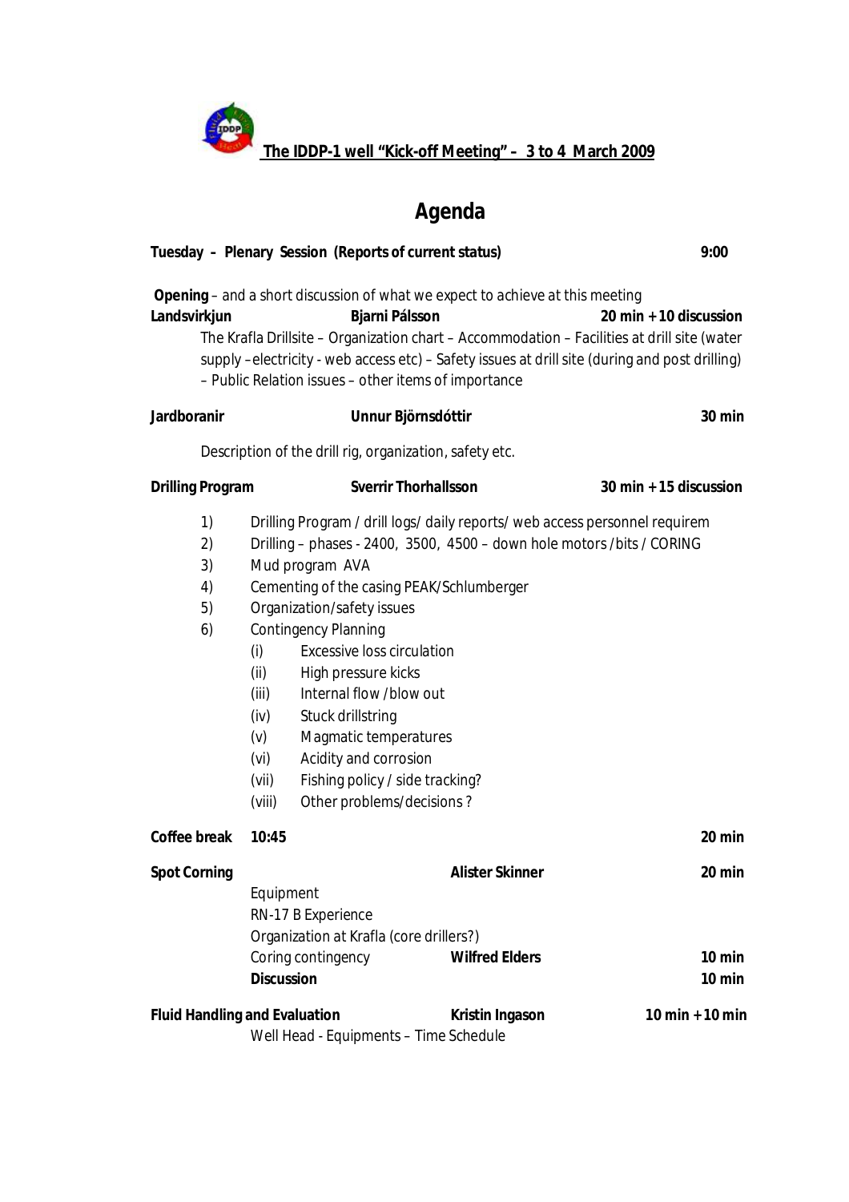**The IDDP-1 well "Kick-off Meeting" – 3 to 4 March 2009**

# Agenda

**Tuesday – Plenary Session (Reports of current status)** **9:00**

**Opening** – and a short discussion of what we expect to achieve at this meeting

**Landsvirkjun** **Bjarni Pálsson** **20 min + 10 discussion**

The Krafla Drillsite – Organization chart – Accommodation – Facilities at drill site (water supply –electricity - web access etc) – Safety issues at drill site (during and post drilling) – Public Relation issues – other items of importance

**Jardboranir** **Unnur Björnsdóttir** **30 min**

Description of the drill rig, organization, safety etc.

**Drilling Program** **Sverrir Thorhallsson** **30 min + 15 discussion**

1) Drilling Program / drill logs/ daily reports/ web access personnel requirem
2) Drilling – phases - 2400, 3500, 4500 – down hole motors /bits / CORING
3) Mud program AVA
4) Cementing of the casing PEAK/Schlumberger
5) Organization/safety issues
6) Contingency Planning
   (i) Excessive loss circulation
   (ii) High pressure kicks
   (iii) Internal flow /blow out
   (iv) Stuck drillstring
   (v) Magmatic temperatures
   (vi) Acidity and corrosion
   (vii) Fishing policy / side tracking?
   (viii) Other problems/decisions ?

**Coffee break** **10:45** **20 min**

**Spot Corning** **Alister Skinner** **20 min**

Equipment
RN-17 B Experience
Organization at Krafla (core drillers?)
Coring contingency **Wilfred Elders** **10 min**
**Discussion** **10 min**

**Fluid Handling and Evaluation** **Kristin Ingason** **10 min + 10 min**

Well Head - Equipments – Time Schedule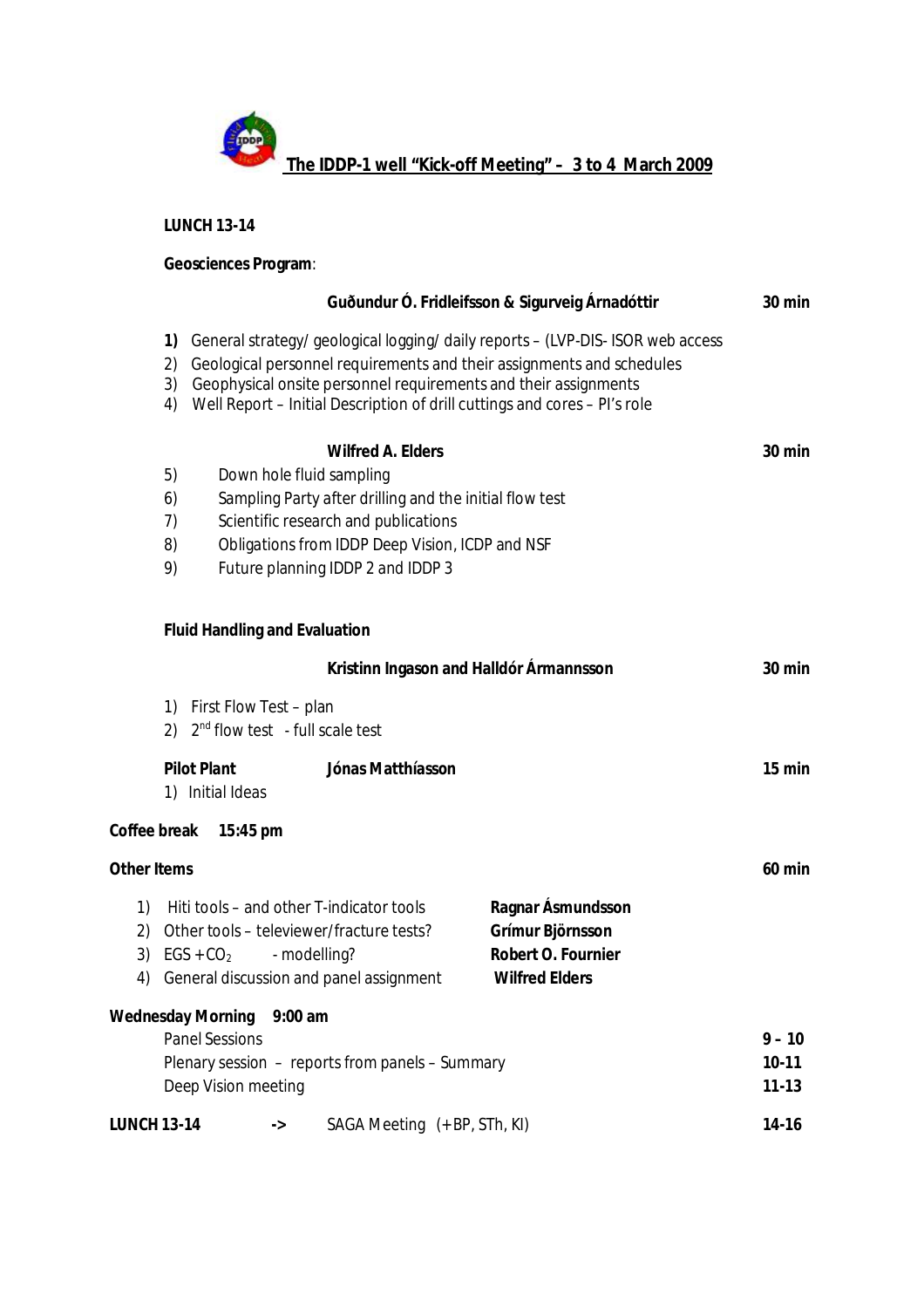## The IDDP-1 well "Kick-off Meeting" – 3 to 4 March 2009

**LUNCH 13-14**

**Geosciences Program**:

**Guðundur Ó. Fridleifsson & Sigurveig Árnadóttir** — **30 min**

1) General strategy/ geological logging/ daily reports – (LVP-DIS- ISOR web access
2) Geological personnel requirements and their assignments and schedules
3) Geophysical onsite personnel requirements and their assignments
4) Well Report – Initial Description of drill cuttings and cores – PI's role

**Wilfred A. Elders** — **30 min**

5) Down hole fluid sampling
6) Sampling Party after drilling and the initial flow test
7) Scientific research and publications
8) Obligations from IDDP Deep Vision, ICDP and NSF
9) Future planning IDDP 2 and IDDP 3

**Fluid Handling and Evaluation**

**Kristinn Ingason and Halldór Ármannsson** — **30 min**

1) First Flow Test – plan
2) 2nd flow test - full scale test

**Pilot Plant** — **Jónas Matthíasson** — **15 min**

1) Initial Ideas

**Coffee break 15:45 pm**

**Other Items** — **60 min**

1) Hiti tools – and other T-indicator tools — **Ragnar Ásmundsson**
2) Other tools – televiewer/fracture tests? — **Grímur Björnsson**
3) EGS + $CO_2$ - modelling? — **Robert O. Fournier**
4) General discussion and panel assignment — **Wilfred Elders**

**Wednesday Morning 9:00 am**

| | |
|---|---|
| Panel Sessions | **9 – 10** |
| Plenary session – reports from panels – Summary | **10-11** |
| Deep Vision meeting | **11-13** |

**LUNCH 13-14** **->** SAGA Meeting (+BP, STh, KI) **14-16**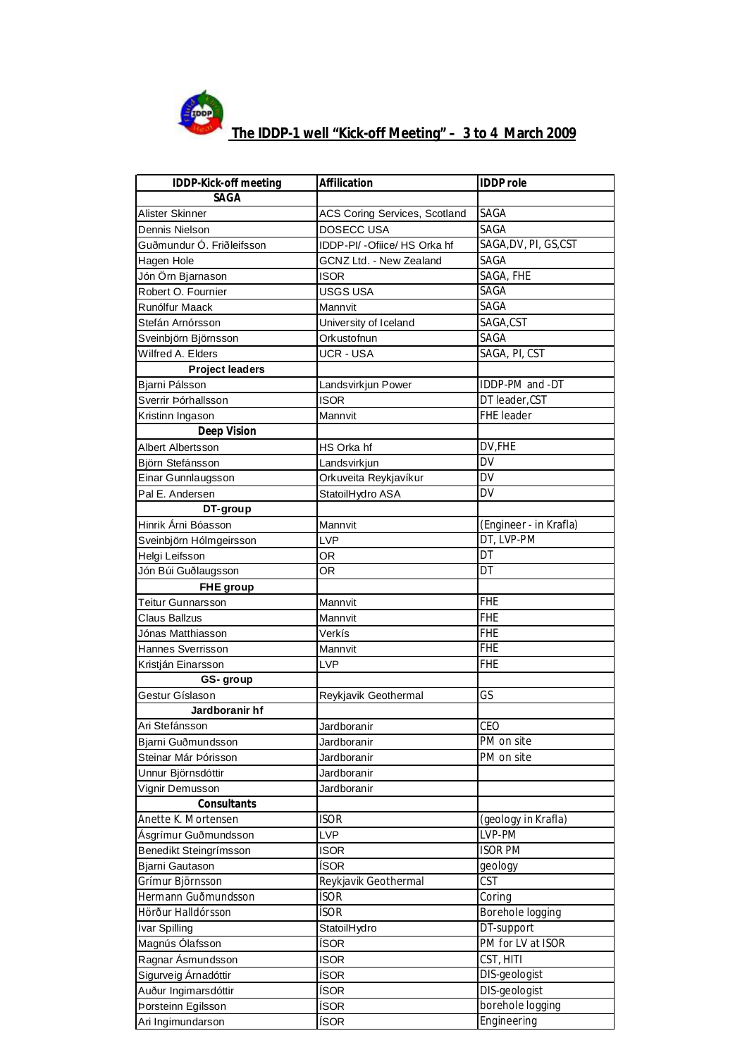# The IDDP-1 well "Kick-off Meeting" – 3 to 4 March 2009

| IDDP-Kick-off meeting | Affilication | IDDP role |
|---|---|---|
| **SAGA** | | |
| Alister Skinner | ACS Coring Services, Scotland | SAGA |
| Dennis Nielson | DOSECC USA | SAGA |
| Guðmundur Ó. Friðleifsson | IDDP-PI/ -Ofiice/ HS Orka hf | SAGA,DV, PI, GS,CST |
| Hagen Hole | GCNZ Ltd. - New Zealand | SAGA |
| Jón Örn Bjarnason | ISOR | SAGA, FHE |
| Robert O. Fournier | USGS USA | SAGA |
| Runólfur Maack | Mannvit | SAGA |
| Stefán Arnórsson | University of Iceland | SAGA,CST |
| Sveinbjörn Björnsson | Orkustofnun | SAGA |
| Wilfred A. Elders | UCR - USA | SAGA, PI, CST |
| **Project leaders** | | |
| Bjarni Pálsson | Landsvirkjun Power | IDDP-PM and -DT |
| Sverrir Þórhallsson | ISOR | DT leader,CST |
| Kristinn Ingason | Mannvit | FHE leader |
| **Deep Vision** | | |
| Albert Albertsson | HS Orka hf | DV,FHE |
| Björn Stefánsson | Landsvirkjun | DV |
| Einar Gunnlaugsson | Orkuveita Reykjavíkur | DV |
| Pal E. Andersen | StatoilHydro ASA | DV |
| **DT-group** | | |
| Hinrik Árni Bóasson | Mannvit | (Engineer - in Krafla) |
| Sveinbjörn Hólmgeirsson | LVP | DT, LVP-PM |
| Helgi Leifsson | OR | DT |
| Jón Búi Guðlaugsson | OR | DT |
| **FHE group** | | |
| Teitur Gunnarsson | Mannvit | FHE |
| Claus Ballzus | Mannvit | FHE |
| Jónas Matthiasson | Verkís | FHE |
| Hannes Sverrisson | Mannvit | FHE |
| Kristján Einarsson | LVP | FHE |
| **GS- group** | | |
| Gestur Gíslason | Reykjavik Geothermal | GS |
| **Jardboranir hf** | | |
| Ari Stefánsson | Jardboranir | CEO |
| Bjarni Guðmundsson | Jardboranir | PM on site |
| Steinar Már Þórisson | Jardboranir | PM on site |
| Unnur Björnsdóttir | Jardboranir | |
| Vignir Demusson | Jardboranir | |
| **Consultants** | | |
| Anette K. Mortensen | ISOR | (geology in Krafla) |
| Ásgrímur Guðmundsson | LVP | LVP-PM |
| Benedikt Steingrímsson | ISOR | ISOR PM |
| Bjarni Gautason | ÍSOR | geology |
| Grímur Björnsson | Reykjavik Geothermal | CST |
| Hermann Guðmundsson | ÍSOR | Coring |
| Hörður Halldórsson | ÍSOR | Borehole logging |
| Ivar Spilling | StatoilHydro | DT-support |
| Magnús Ólafsson | ÍSOR | PM for LV at ISOR |
| Ragnar Ásmundsson | ISOR | CST, HITI |
| Sigurveig Árnadóttir | ÍSOR | DIS-geologist |
| Auður Ingimarsdóttir | ÍSOR | DIS-geologist |
| Þorsteinn Egilsson | ÍSOR | borehole logging |
| Ari Ingimundarson | ÍSOR | Engineering |